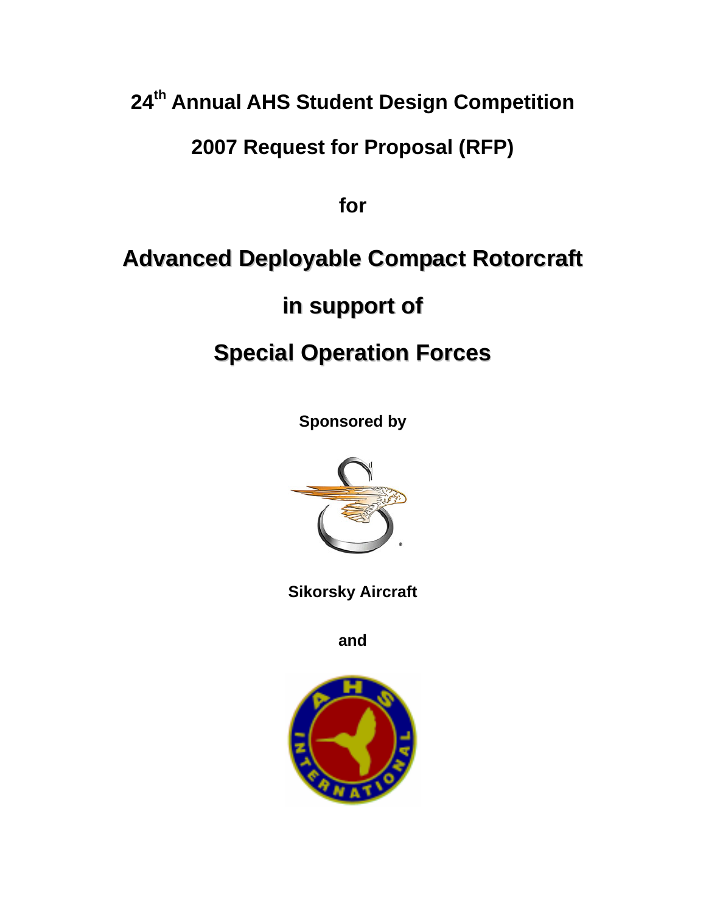# 24th Annual AHS Student Design Competition

## 2007 Request for Proposal (RFP)

**for**

# Advanced Deployable Compact Rotorcraft

# in support of

# Special Operation Forces

**Sponsored by**

**Sikorsky Aircraft**

**and**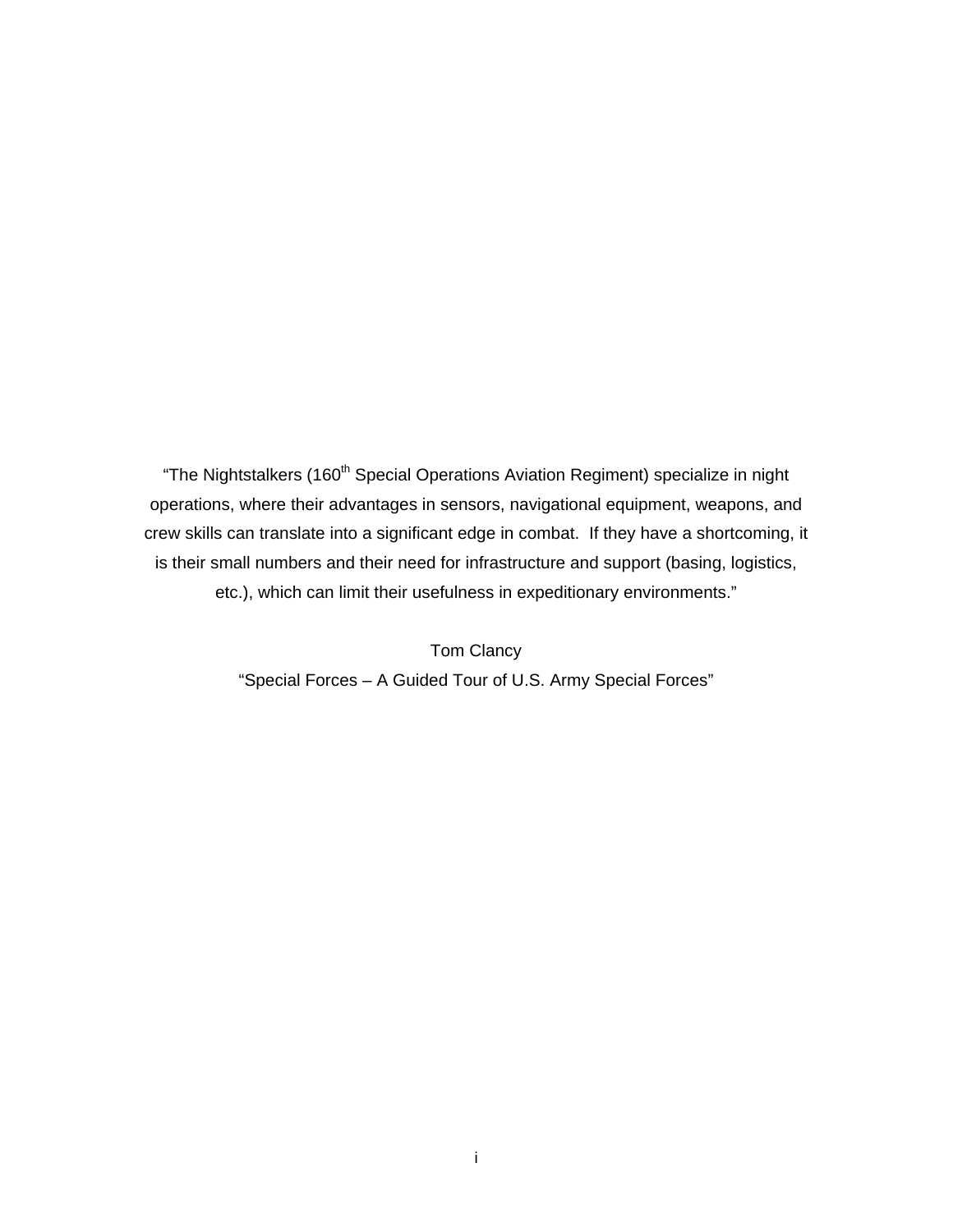"The Nightstalkers (160th Special Operations Aviation Regiment) specialize in night operations, where their advantages in sensors, navigational equipment, weapons, and crew skills can translate into a significant edge in combat. If they have a shortcoming, it is their small numbers and their need for infrastructure and support (basing, logistics, etc.), which can limit their usefulness in expeditionary environments."

Tom Clancy

"Special Forces – A Guided Tour of U.S. Army Special Forces"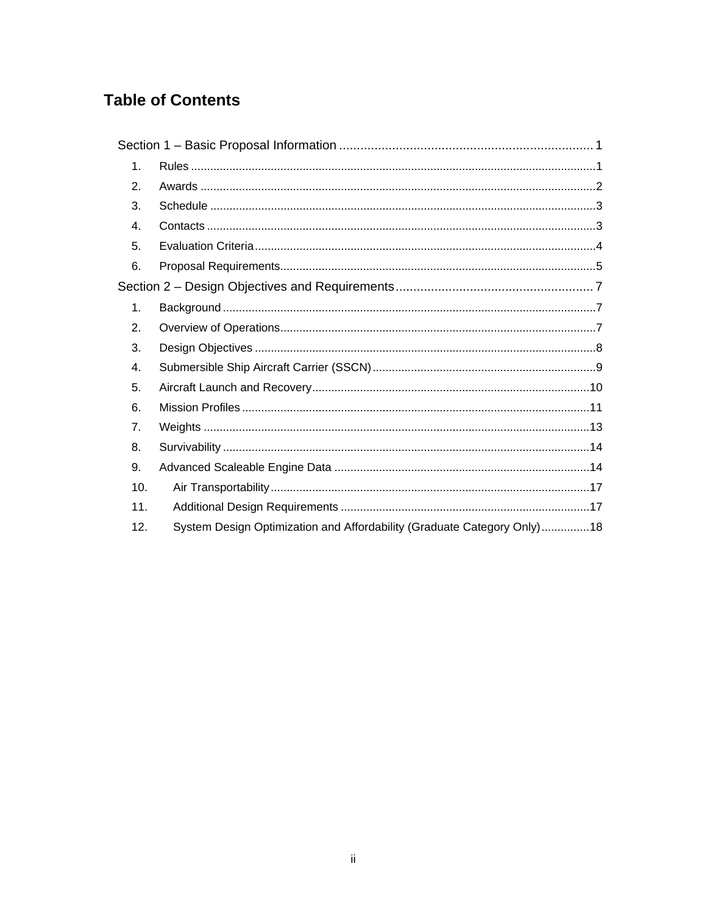# Table of Contents

Section 1 – Basic Proposal Information ........................................ 1

1. Rules ........................................ 1
2. Awards ........................................ 2
3. Schedule ........................................ 3
4. Contacts ........................................ 3
5. Evaluation Criteria ........................................ 4
6. Proposal Requirements ........................................ 5

Section 2 – Design Objectives and Requirements ........................................ 7

1. Background ........................................ 7
2. Overview of Operations ........................................ 7
3. Design Objectives ........................................ 8
4. Submersible Ship Aircraft Carrier (SSCN) ........................................ 9
5. Aircraft Launch and Recovery ........................................ 10
6. Mission Profiles ........................................ 11
7. Weights ........................................ 13
8. Survivability ........................................ 14
9. Advanced Scaleable Engine Data ........................................ 14
10. Air Transportability ........................................ 17
11. Additional Design Requirements ........................................ 17
12. System Design Optimization and Affordability (Graduate Category Only) ........................................ 18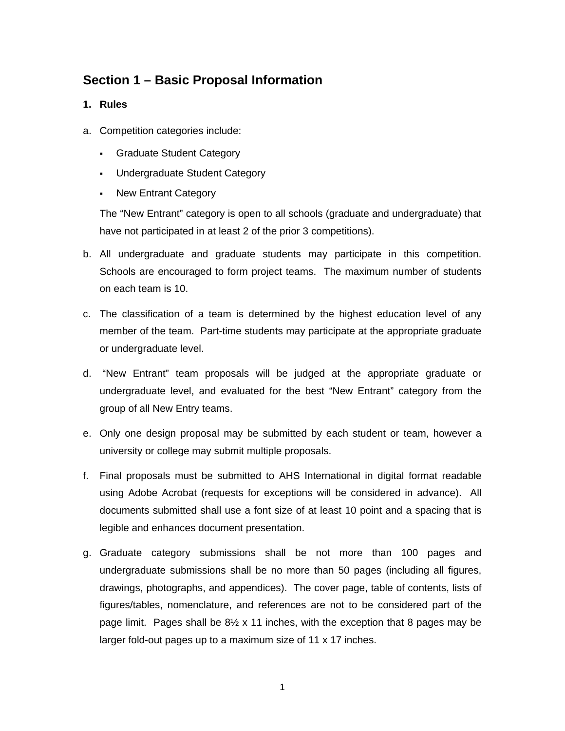## Section 1 – Basic Proposal Information

**1. Rules**

a. Competition categories include:

- Graduate Student Category
- Undergraduate Student Category
- New Entrant Category

The "New Entrant" category is open to all schools (graduate and undergraduate) that have not participated in at least 2 of the prior 3 competitions).

b. All undergraduate and graduate students may participate in this competition. Schools are encouraged to form project teams. The maximum number of students on each team is 10.

c. The classification of a team is determined by the highest education level of any member of the team. Part-time students may participate at the appropriate graduate or undergraduate level.

d. "New Entrant" team proposals will be judged at the appropriate graduate or undergraduate level, and evaluated for the best "New Entrant" category from the group of all New Entry teams.

e. Only one design proposal may be submitted by each student or team, however a university or college may submit multiple proposals.

f. Final proposals must be submitted to AHS International in digital format readable using Adobe Acrobat (requests for exceptions will be considered in advance). All documents submitted shall use a font size of at least 10 point and a spacing that is legible and enhances document presentation.

g. Graduate category submissions shall be not more than 100 pages and undergraduate submissions shall be no more than 50 pages (including all figures, drawings, photographs, and appendices). The cover page, table of contents, lists of figures/tables, nomenclature, and references are not to be considered part of the page limit. Pages shall be 8½ x 11 inches, with the exception that 8 pages may be larger fold-out pages up to a maximum size of 11 x 17 inches.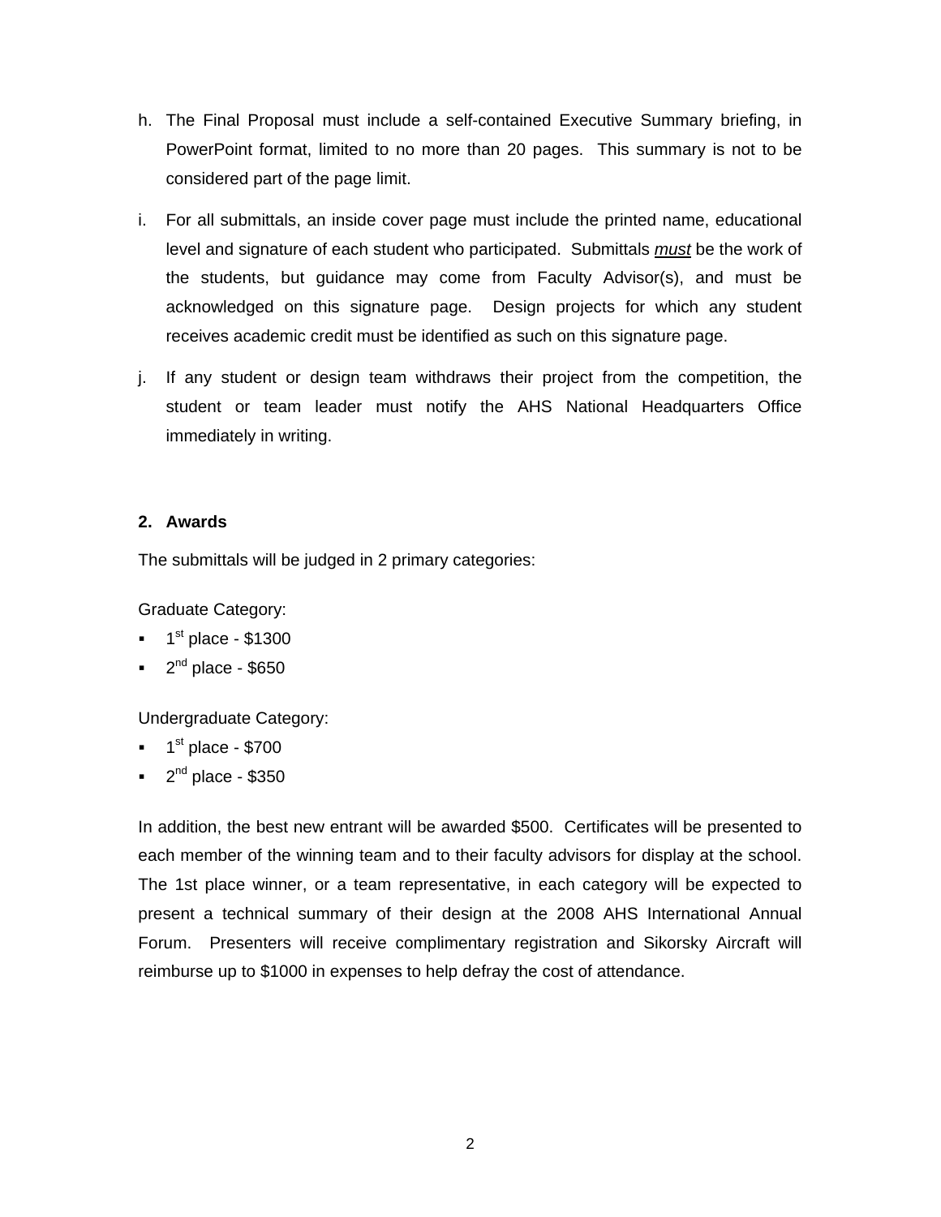h. The Final Proposal must include a self-contained Executive Summary briefing, in PowerPoint format, limited to no more than 20 pages. This summary is not to be considered part of the page limit.

i. For all submittals, an inside cover page must include the printed name, educational level and signature of each student who participated. Submittals ***must*** be the work of the students, but guidance may come from Faculty Advisor(s), and must be acknowledged on this signature page. Design projects for which any student receives academic credit must be identified as such on this signature page.

j. If any student or design team withdraws their project from the competition, the student or team leader must notify the AHS National Headquarters Office immediately in writing.

## 2. Awards

The submittals will be judged in 2 primary categories:

Graduate Category:

- 1st place - $1300
- 2nd place - $650

Undergraduate Category:

- 1st place - $700
- 2nd place - $350

In addition, the best new entrant will be awarded $500. Certificates will be presented to each member of the winning team and to their faculty advisors for display at the school. The 1st place winner, or a team representative, in each category will be expected to present a technical summary of their design at the 2008 AHS International Annual Forum. Presenters will receive complimentary registration and Sikorsky Aircraft will reimburse up to $1000 in expenses to help defray the cost of attendance.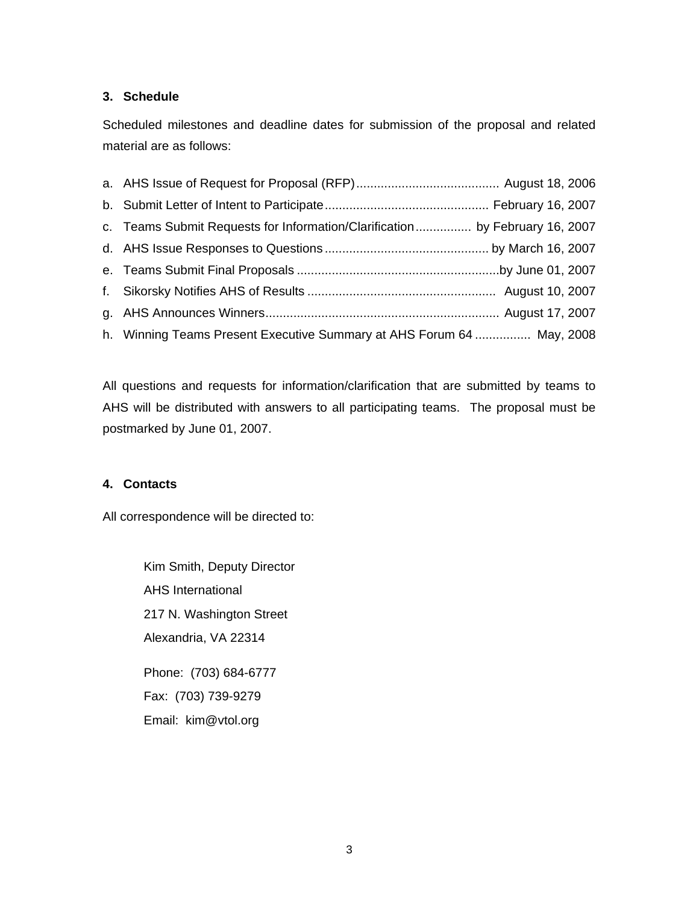### 3. Schedule

Scheduled milestones and deadline dates for submission of the proposal and related material are as follows:

a. AHS Issue of Request for Proposal (RFP) ........................................ August 18, 2006
b. Submit Letter of Intent to Participate .............................................. February 16, 2007
c. Teams Submit Requests for Information/Clarification ................ by February 16, 2007
d. AHS Issue Responses to Questions .............................................. by March 16, 2007
e. Teams Submit Final Proposals ..........................................................by June 01, 2007
f. Sikorsky Notifies AHS of Results ..................................................... August 10, 2007
g. AHS Announces Winners.................................................................. August 17, 2007
h. Winning Teams Present Executive Summary at AHS Forum 64 ................ May, 2008

All questions and requests for information/clarification that are submitted by teams to AHS will be distributed with answers to all participating teams. The proposal must be postmarked by June 01, 2007.

### 4. Contacts

All correspondence will be directed to:

Kim Smith, Deputy Director
AHS International
217 N. Washington Street
Alexandria, VA 22314

Phone: (703) 684-6777
Fax: (703) 739-9279
Email: kim@vtol.org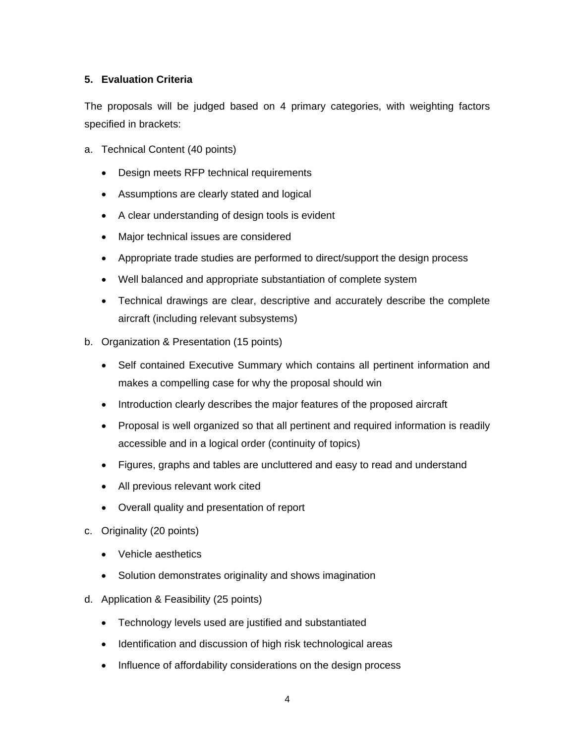**5. Evaluation Criteria**

The proposals will be judged based on 4 primary categories, with weighting factors specified in brackets:

a. Technical Content (40 points)

- Design meets RFP technical requirements
- Assumptions are clearly stated and logical
- A clear understanding of design tools is evident
- Major technical issues are considered
- Appropriate trade studies are performed to direct/support the design process
- Well balanced and appropriate substantiation of complete system
- Technical drawings are clear, descriptive and accurately describe the complete aircraft (including relevant subsystems)

b. Organization & Presentation (15 points)

- Self contained Executive Summary which contains all pertinent information and makes a compelling case for why the proposal should win
- Introduction clearly describes the major features of the proposed aircraft
- Proposal is well organized so that all pertinent and required information is readily accessible and in a logical order (continuity of topics)
- Figures, graphs and tables are uncluttered and easy to read and understand
- All previous relevant work cited
- Overall quality and presentation of report

c. Originality (20 points)

- Vehicle aesthetics
- Solution demonstrates originality and shows imagination

d. Application & Feasibility (25 points)

- Technology levels used are justified and substantiated
- Identification and discussion of high risk technological areas
- Influence of affordability considerations on the design process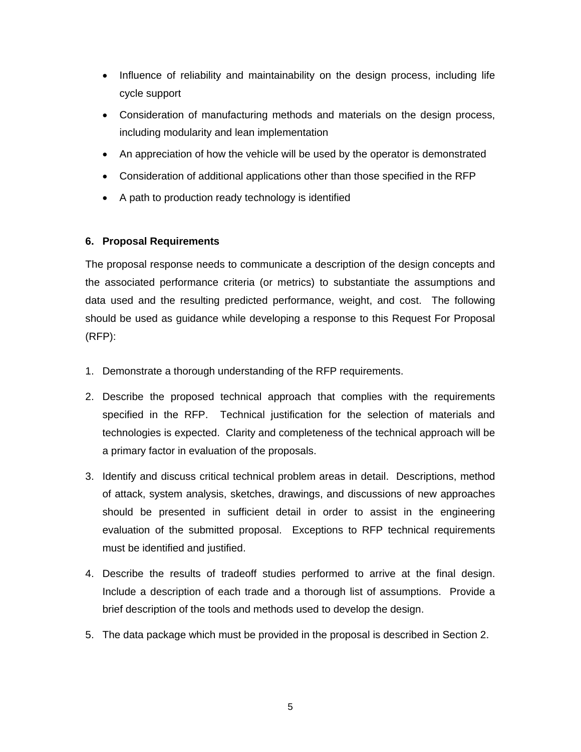- Influence of reliability and maintainability on the design process, including life cycle support
- Consideration of manufacturing methods and materials on the design process, including modularity and lean implementation
- An appreciation of how the vehicle will be used by the operator is demonstrated
- Consideration of additional applications other than those specified in the RFP
- A path to production ready technology is identified

## 6. Proposal Requirements

The proposal response needs to communicate a description of the design concepts and the associated performance criteria (or metrics) to substantiate the assumptions and data used and the resulting predicted performance, weight, and cost. The following should be used as guidance while developing a response to this Request For Proposal (RFP):

1. Demonstrate a thorough understanding of the RFP requirements.
2. Describe the proposed technical approach that complies with the requirements specified in the RFP. Technical justification for the selection of materials and technologies is expected. Clarity and completeness of the technical approach will be a primary factor in evaluation of the proposals.
3. Identify and discuss critical technical problem areas in detail. Descriptions, method of attack, system analysis, sketches, drawings, and discussions of new approaches should be presented in sufficient detail in order to assist in the engineering evaluation of the submitted proposal. Exceptions to RFP technical requirements must be identified and justified.
4. Describe the results of tradeoff studies performed to arrive at the final design. Include a description of each trade and a thorough list of assumptions. Provide a brief description of the tools and methods used to develop the design.
5. The data package which must be provided in the proposal is described in Section 2.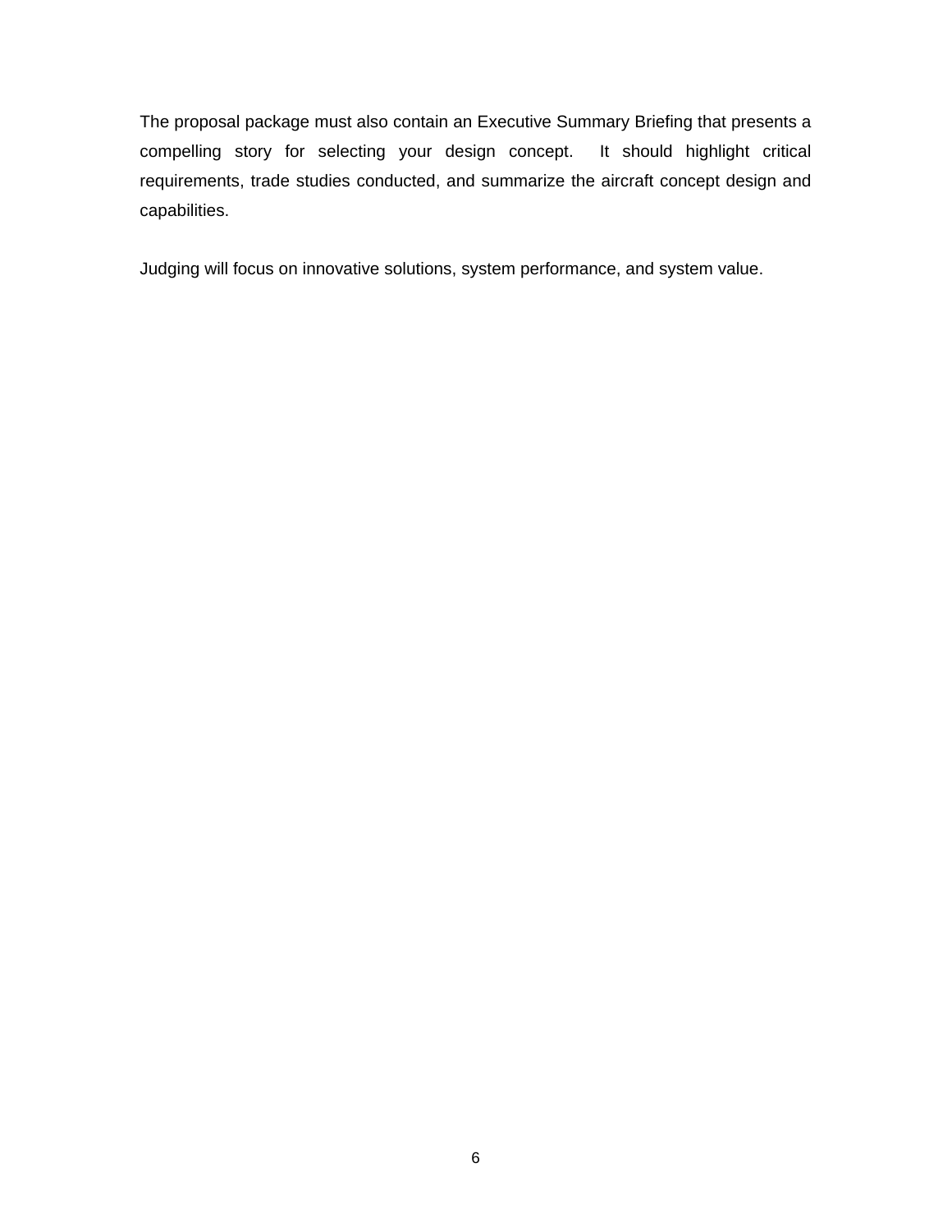The proposal package must also contain an Executive Summary Briefing that presents a compelling story for selecting your design concept. It should highlight critical requirements, trade studies conducted, and summarize the aircraft concept design and capabilities.

Judging will focus on innovative solutions, system performance, and system value.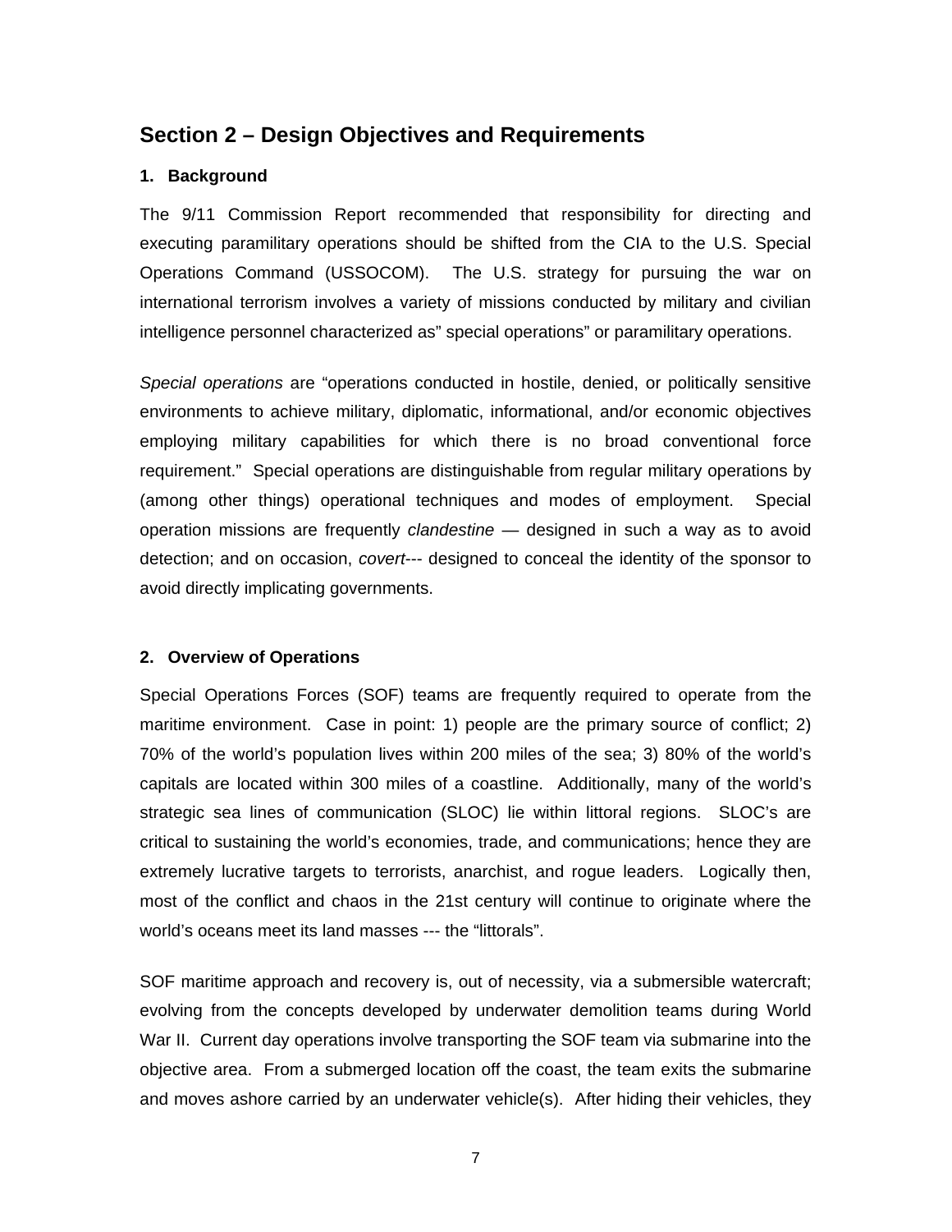## Section 2 – Design Objectives and Requirements

### 1. Background

The 9/11 Commission Report recommended that responsibility for directing and executing paramilitary operations should be shifted from the CIA to the U.S. Special Operations Command (USSOCOM). The U.S. strategy for pursuing the war on international terrorism involves a variety of missions conducted by military and civilian intelligence personnel characterized as" special operations" or paramilitary operations.

*Special operations* are "operations conducted in hostile, denied, or politically sensitive environments to achieve military, diplomatic, informational, and/or economic objectives employing military capabilities for which there is no broad conventional force requirement." Special operations are distinguishable from regular military operations by (among other things) operational techniques and modes of employment. Special operation missions are frequently *clandestine* — designed in such a way as to avoid detection; and on occasion, *covert*--- designed to conceal the identity of the sponsor to avoid directly implicating governments.

### 2. Overview of Operations

Special Operations Forces (SOF) teams are frequently required to operate from the maritime environment. Case in point: 1) people are the primary source of conflict; 2) 70% of the world's population lives within 200 miles of the sea; 3) 80% of the world's capitals are located within 300 miles of a coastline. Additionally, many of the world's strategic sea lines of communication (SLOC) lie within littoral regions. SLOC's are critical to sustaining the world's economies, trade, and communications; hence they are extremely lucrative targets to terrorists, anarchist, and rogue leaders. Logically then, most of the conflict and chaos in the 21st century will continue to originate where the world's oceans meet its land masses --- the "littorals".

SOF maritime approach and recovery is, out of necessity, via a submersible watercraft; evolving from the concepts developed by underwater demolition teams during World War II. Current day operations involve transporting the SOF team via submarine into the objective area. From a submerged location off the coast, the team exits the submarine and moves ashore carried by an underwater vehicle(s). After hiding their vehicles, they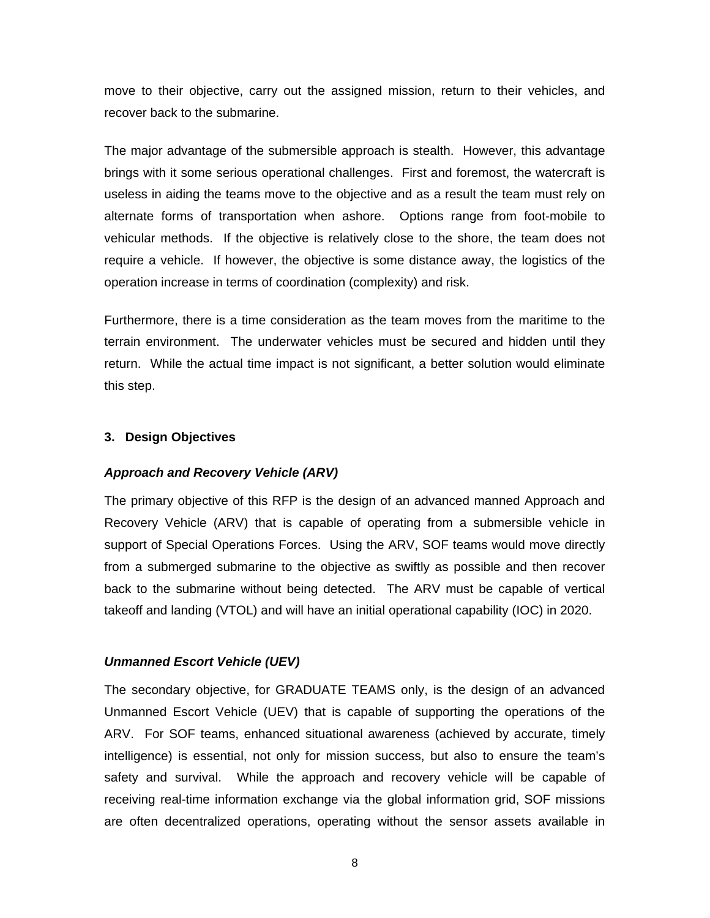move to their objective, carry out the assigned mission, return to their vehicles, and recover back to the submarine.

The major advantage of the submersible approach is stealth. However, this advantage brings with it some serious operational challenges. First and foremost, the watercraft is useless in aiding the teams move to the objective and as a result the team must rely on alternate forms of transportation when ashore. Options range from foot-mobile to vehicular methods. If the objective is relatively close to the shore, the team does not require a vehicle. If however, the objective is some distance away, the logistics of the operation increase in terms of coordination (complexity) and risk.

Furthermore, there is a time consideration as the team moves from the maritime to the terrain environment. The underwater vehicles must be secured and hidden until they return. While the actual time impact is not significant, a better solution would eliminate this step.

## 3. Design Objectives

### *Approach and Recovery Vehicle (ARV)*

The primary objective of this RFP is the design of an advanced manned Approach and Recovery Vehicle (ARV) that is capable of operating from a submersible vehicle in support of Special Operations Forces. Using the ARV, SOF teams would move directly from a submerged submarine to the objective as swiftly as possible and then recover back to the submarine without being detected. The ARV must be capable of vertical takeoff and landing (VTOL) and will have an initial operational capability (IOC) in 2020.

### *Unmanned Escort Vehicle (UEV)*

The secondary objective, for GRADUATE TEAMS only, is the design of an advanced Unmanned Escort Vehicle (UEV) that is capable of supporting the operations of the ARV. For SOF teams, enhanced situational awareness (achieved by accurate, timely intelligence) is essential, not only for mission success, but also to ensure the team's safety and survival. While the approach and recovery vehicle will be capable of receiving real-time information exchange via the global information grid, SOF missions are often decentralized operations, operating without the sensor assets available in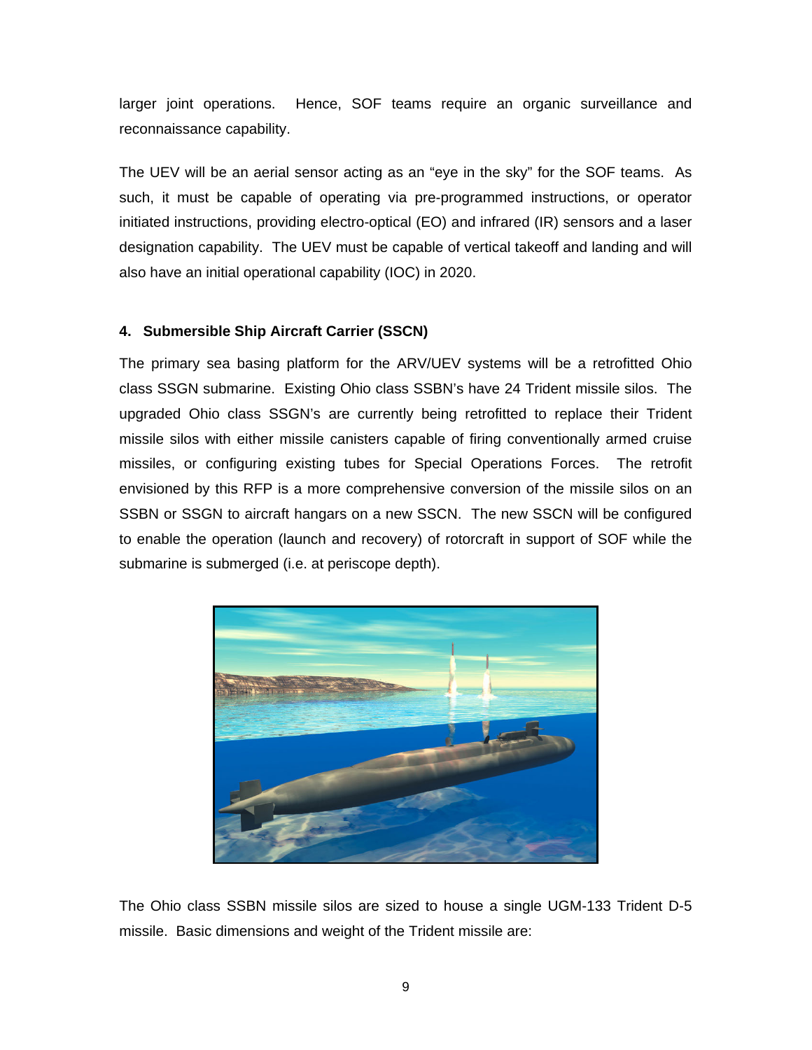larger joint operations. Hence, SOF teams require an organic surveillance and reconnaissance capability.

The UEV will be an aerial sensor acting as an “eye in the sky” for the SOF teams. As such, it must be capable of operating via pre-programmed instructions, or operator initiated instructions, providing electro-optical (EO) and infrared (IR) sensors and a laser designation capability. The UEV must be capable of vertical takeoff and landing and will also have an initial operational capability (IOC) in 2020.

### 4. Submersible Ship Aircraft Carrier (SSCN)

The primary sea basing platform for the ARV/UEV systems will be a retrofitted Ohio class SSGN submarine. Existing Ohio class SSBN’s have 24 Trident missile silos. The upgraded Ohio class SSGN’s are currently being retrofitted to replace their Trident missile silos with either missile canisters capable of firing conventionally armed cruise missiles, or configuring existing tubes for Special Operations Forces. The retrofit envisioned by this RFP is a more comprehensive conversion of the missile silos on an SSBN or SSGN to aircraft hangars on a new SSCN. The new SSCN will be configured to enable the operation (launch and recovery) of rotorcraft in support of SOF while the submarine is submerged (i.e. at periscope depth).

The Ohio class SSBN missile silos are sized to house a single UGM-133 Trident D-5 missile. Basic dimensions and weight of the Trident missile are: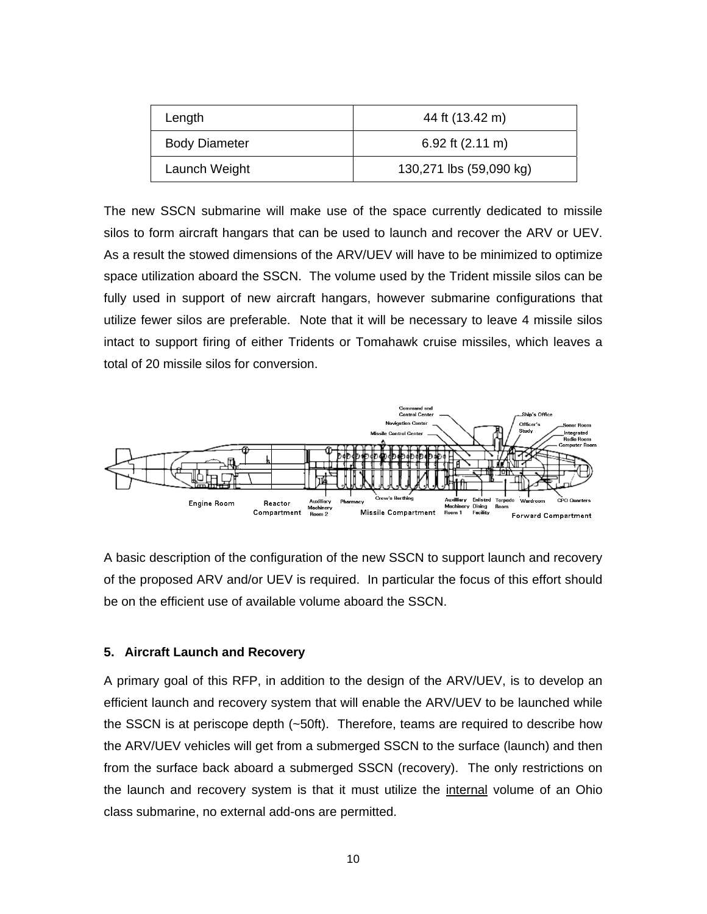| Length | 44 ft (13.42 m) |
| --- | --- |
| Body Diameter | 6.92 ft (2.11 m) |
| Launch Weight | 130,271 lbs (59,090 kg) |

The new SSCN submarine will make use of the space currently dedicated to missile silos to form aircraft hangars that can be used to launch and recover the ARV or UEV. As a result the stowed dimensions of the ARV/UEV will have to be minimized to optimize space utilization aboard the SSCN. The volume used by the Trident missile silos can be fully used in support of new aircraft hangars, however submarine configurations that utilize fewer silos are preferable. Note that it will be necessary to leave 4 missile silos intact to support firing of either Tridents or Tomahawk cruise missiles, which leaves a total of 20 missile silos for conversion.

A basic description of the configuration of the new SSCN to support launch and recovery of the proposed ARV and/or UEV is required. In particular the focus of this effort should be on the efficient use of available volume aboard the SSCN.

## 5. Aircraft Launch and Recovery

A primary goal of this RFP, in addition to the design of the ARV/UEV, is to develop an efficient launch and recovery system that will enable the ARV/UEV to be launched while the SSCN is at periscope depth (~50ft). Therefore, teams are required to describe how the ARV/UEV vehicles will get from a submerged SSCN to the surface (launch) and then from the surface back aboard a submerged SSCN (recovery). The only restrictions on the launch and recovery system is that it must utilize the internal volume of an Ohio class submarine, no external add-ons are permitted.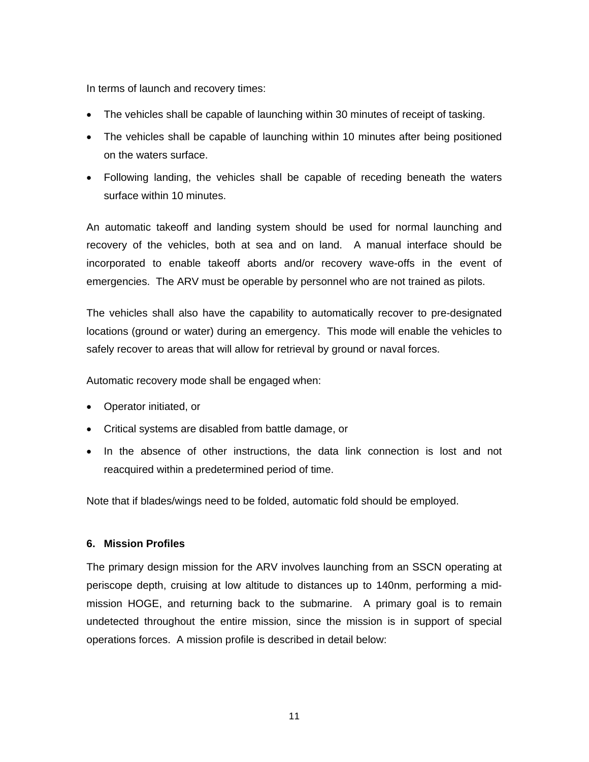In terms of launch and recovery times:

- The vehicles shall be capable of launching within 30 minutes of receipt of tasking.
- The vehicles shall be capable of launching within 10 minutes after being positioned on the waters surface.
- Following landing, the vehicles shall be capable of receding beneath the waters surface within 10 minutes.

An automatic takeoff and landing system should be used for normal launching and recovery of the vehicles, both at sea and on land. A manual interface should be incorporated to enable takeoff aborts and/or recovery wave-offs in the event of emergencies. The ARV must be operable by personnel who are not trained as pilots.

The vehicles shall also have the capability to automatically recover to pre-designated locations (ground or water) during an emergency. This mode will enable the vehicles to safely recover to areas that will allow for retrieval by ground or naval forces.

Automatic recovery mode shall be engaged when:

- Operator initiated, or
- Critical systems are disabled from battle damage, or
- In the absence of other instructions, the data link connection is lost and not reacquired within a predetermined period of time.

Note that if blades/wings need to be folded, automatic fold should be employed.

### 6. Mission Profiles

The primary design mission for the ARV involves launching from an SSCN operating at periscope depth, cruising at low altitude to distances up to 140nm, performing a mid-mission HOGE, and returning back to the submarine. A primary goal is to remain undetected throughout the entire mission, since the mission is in support of special operations forces. A mission profile is described in detail below: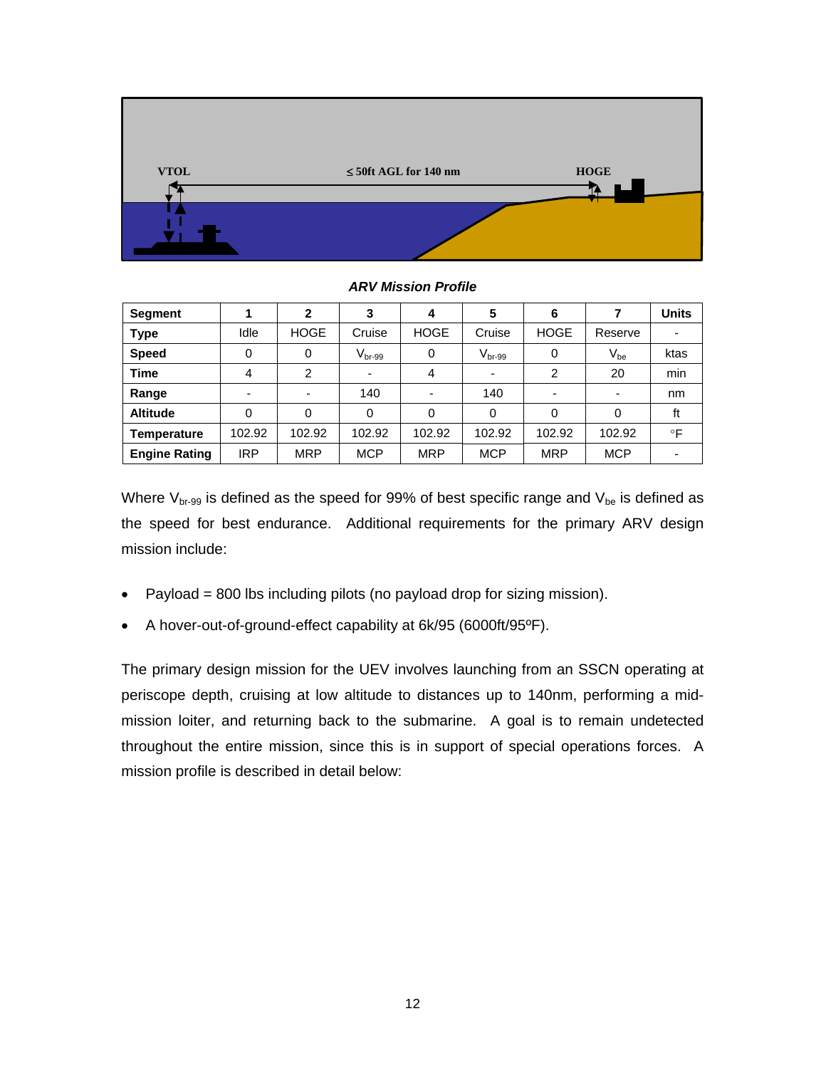VTOL $\leq$ 50ft AGL for 140 nm HOGE

***ARV Mission Profile***

| Segment | 1 | 2 | 3 | 4 | 5 | 6 | 7 | Units |
|---|---|---|---|---|---|---|---|---|
| Type | Idle | HOGE | Cruise | HOGE | Cruise | HOGE | Reserve | - |
| Speed | 0 | 0 | $V_{br-99}$ | 0 | $V_{br-99}$ | 0 | $V_{be}$ | ktas |
| Time | 4 | 2 | - | 4 | - | 2 | 20 | min |
| Range | - | - | 140 | - | 140 | - | - | nm |
| Altitude | 0 | 0 | 0 | 0 | 0 | 0 | 0 | ft |
| Temperature | 102.92 | 102.92 | 102.92 | 102.92 | 102.92 | 102.92 | 102.92 | °F |
| Engine Rating | IRP | MRP | MCP | MRP | MCP | MRP | MCP | - |

Where $V_{br-99}$ is defined as the speed for 99% of best specific range and $V_{be}$ is defined as the speed for best endurance. Additional requirements for the primary ARV design mission include:

- Payload = 800 lbs including pilots (no payload drop for sizing mission).
- A hover-out-of-ground-effect capability at 6k/95 (6000ft/95ºF).

The primary design mission for the UEV involves launching from an SSCN operating at periscope depth, cruising at low altitude to distances up to 140nm, performing a mid-mission loiter, and returning back to the submarine. A goal is to remain undetected throughout the entire mission, since this is in support of special operations forces. A mission profile is described in detail below: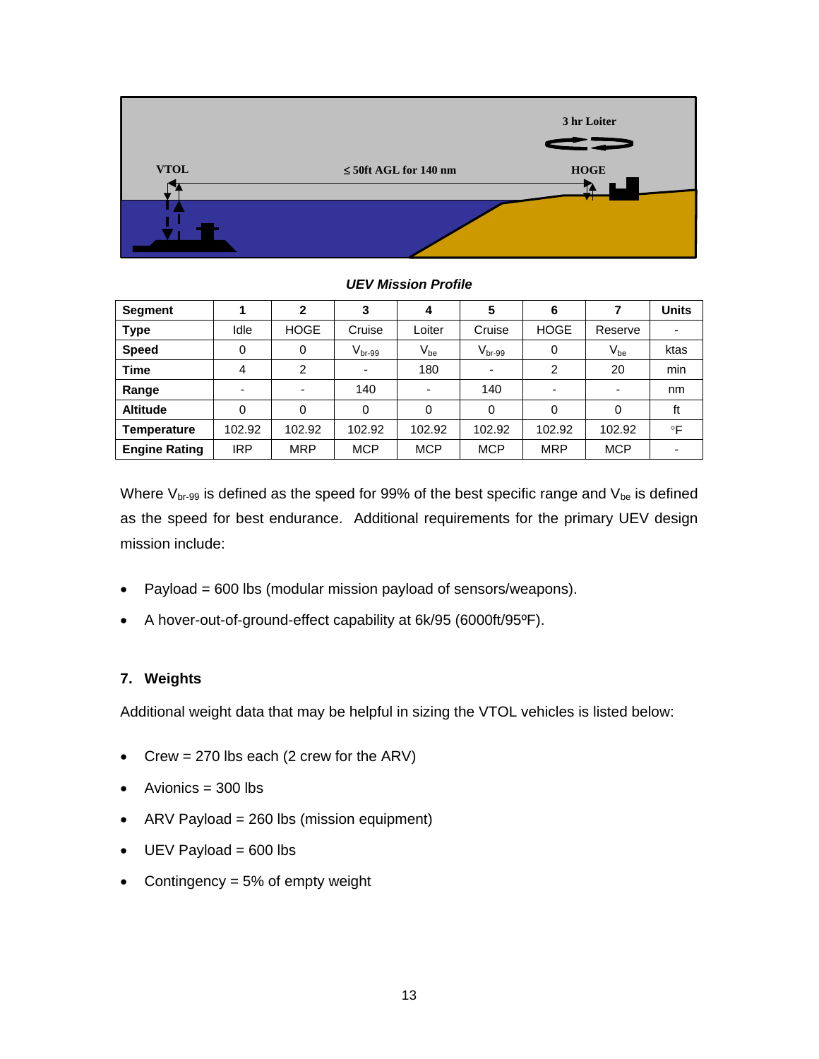3 hr Loiter

VTOL

≤ 50ft AGL for 140 nm

HOGE

*UEV Mission Profile*

| Segment | 1 | 2 | 3 | 4 | 5 | 6 | 7 | Units |
|---|---|---|---|---|---|---|---|---|
| Type | Idle | HOGE | Cruise | Loiter | Cruise | HOGE | Reserve | - |
| Speed | 0 | 0 | $V_{br-99}$ | $V_{be}$ | $V_{br-99}$ | 0 | $V_{be}$ | ktas |
| Time | 4 | 2 | - | 180 | - | 2 | 20 | min |
| Range | - | - | 140 | - | 140 | - | - | nm |
| Altitude | 0 | 0 | 0 | 0 | 0 | 0 | 0 | ft |
| Temperature | 102.92 | 102.92 | 102.92 | 102.92 | 102.92 | 102.92 | 102.92 | °F |
| Engine Rating | IRP | MRP | MCP | MCP | MCP | MRP | MCP | - |

Where $V_{br-99}$ is defined as the speed for 99% of the best specific range and $V_{be}$ is defined as the speed for best endurance. Additional requirements for the primary UEV design mission include:

- Payload = 600 lbs (modular mission payload of sensors/weapons).
- A hover-out-of-ground-effect capability at 6k/95 (6000ft/95ºF).

## 7. Weights

Additional weight data that may be helpful in sizing the VTOL vehicles is listed below:

- Crew = 270 lbs each (2 crew for the ARV)
- Avionics = 300 lbs
- ARV Payload = 260 lbs (mission equipment)
- UEV Payload = 600 lbs
- Contingency = 5% of empty weight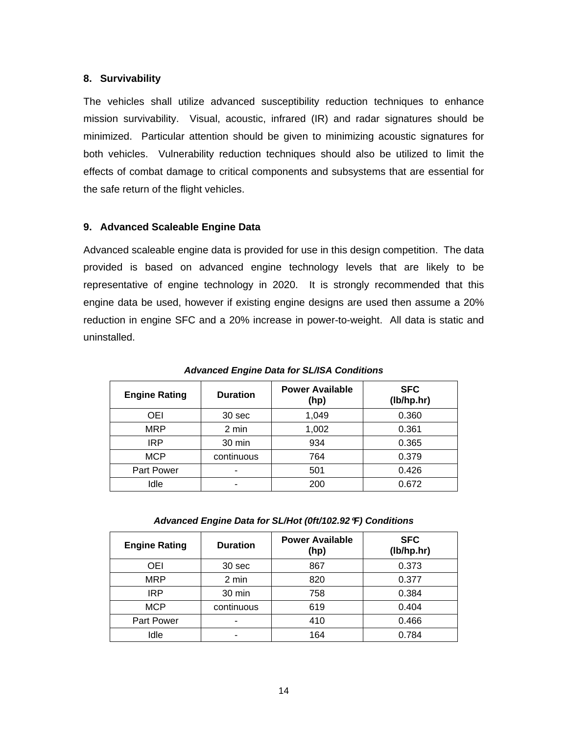## 8. Survivability

The vehicles shall utilize advanced susceptibility reduction techniques to enhance mission survivability. Visual, acoustic, infrared (IR) and radar signatures should be minimized. Particular attention should be given to minimizing acoustic signatures for both vehicles. Vulnerability reduction techniques should also be utilized to limit the effects of combat damage to critical components and subsystems that are essential for the safe return of the flight vehicles.

## 9. Advanced Scaleable Engine Data

Advanced scaleable engine data is provided for use in this design competition. The data provided is based on advanced engine technology levels that are likely to be representative of engine technology in 2020. It is strongly recommended that this engine data be used, however if existing engine designs are used then assume a 20% reduction in engine SFC and a 20% increase in power-to-weight. All data is static and uninstalled.

***Advanced Engine Data for SL/ISA Conditions***

| Engine Rating | Duration | Power Available (hp) | SFC (lb/hp.hr) |
|---|---|---|---|
| OEI | 30 sec | 1,049 | 0.360 |
| MRP | 2 min | 1,002 | 0.361 |
| IRP | 30 min | 934 | 0.365 |
| MCP | continuous | 764 | 0.379 |
| Part Power | - | 501 | 0.426 |
| Idle | - | 200 | 0.672 |

***Advanced Engine Data for SL/Hot (0ft/102.92°F) Conditions***

| Engine Rating | Duration | Power Available (hp) | SFC (lb/hp.hr) |
|---|---|---|---|
| OEI | 30 sec | 867 | 0.373 |
| MRP | 2 min | 820 | 0.377 |
| IRP | 30 min | 758 | 0.384 |
| MCP | continuous | 619 | 0.404 |
| Part Power | - | 410 | 0.466 |
| Idle | - | 164 | 0.784 |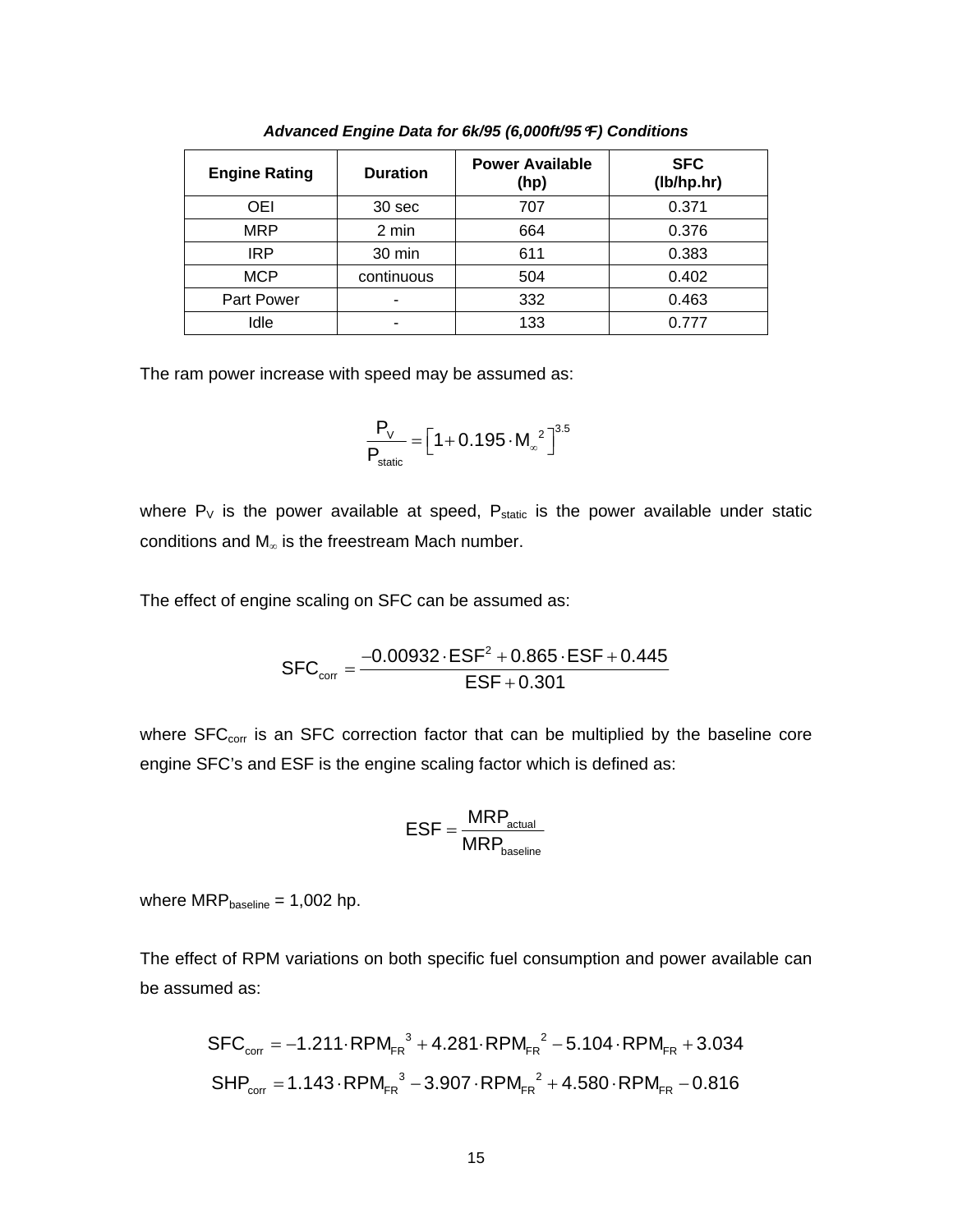***Advanced Engine Data for 6k/95 (6,000ft/95°F) Conditions***

| Engine Rating | Duration | Power Available (hp) | SFC (lb/hp.hr) |
|---|---|---|---|
| OEI | 30 sec | 707 | 0.371 |
| MRP | 2 min | 664 | 0.376 |
| IRP | 30 min | 611 | 0.383 |
| MCP | continuous | 504 | 0.402 |
| Part Power | - | 332 | 0.463 |
| Idle | - | 133 | 0.777 |

The ram power increase with speed may be assumed as:

$$\frac{P_V}{P_{static}} = \left[1 + 0.195 \cdot M_\infty^{\ 2}\right]^{3.5}$$

where $P_V$ is the power available at speed, $P_{static}$ is the power available under static conditions and $M_\infty$ is the freestream Mach number.

The effect of engine scaling on SFC can be assumed as:

$$SFC_{corr} = \frac{-0.00932 \cdot ESF^2 + 0.865 \cdot ESF + 0.445}{ESF + 0.301}$$

where $SFC_{corr}$ is an SFC correction factor that can be multiplied by the baseline core engine SFC's and ESF is the engine scaling factor which is defined as:

$$ESF = \frac{MRP_{actual}}{MRP_{baseline}}$$

where $MRP_{baseline}$ = 1,002 hp.

The effect of RPM variations on both specific fuel consumption and power available can be assumed as:

$$SFC_{corr} = -1.211 \cdot RPM_{FR}^{\ 3} + 4.281 \cdot RPM_{FR}^{\ 2} - 5.104 \cdot RPM_{FR} + 3.034$$

$$SHP_{corr} = 1.143 \cdot RPM_{FR}^{\ 3} - 3.907 \cdot RPM_{FR}^{\ 2} + 4.580 \cdot RPM_{FR} - 0.816$$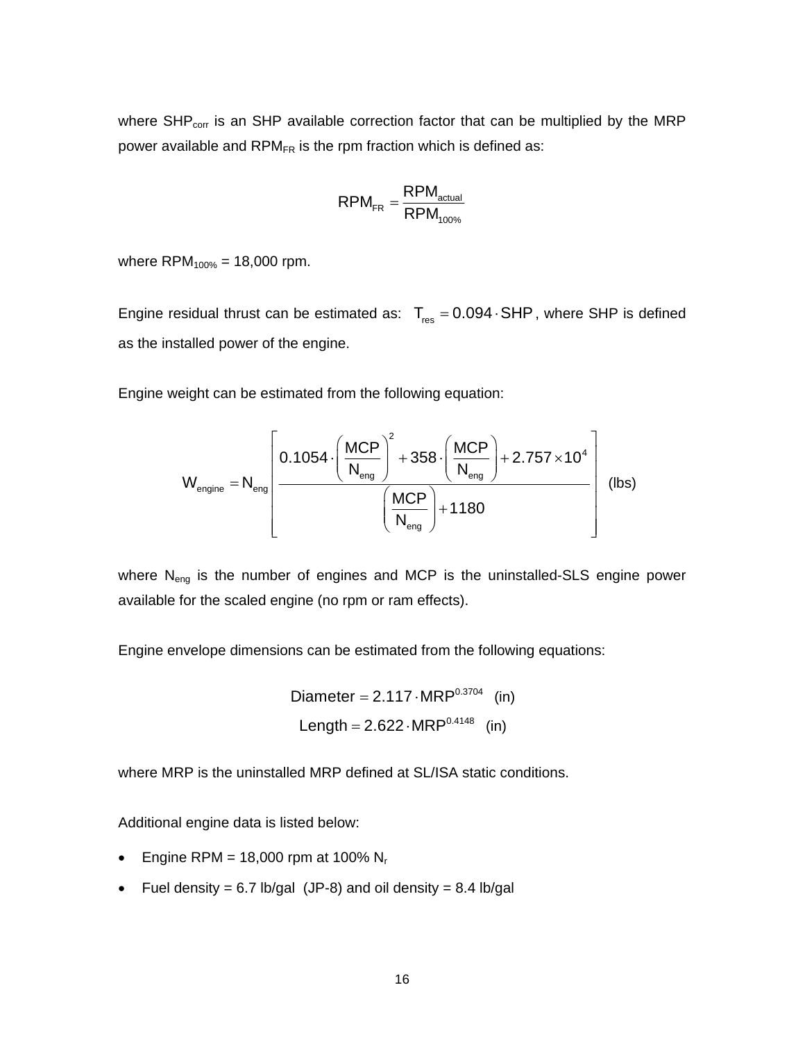where $SHP_{corr}$ is an SHP available correction factor that can be multiplied by the MRP power available and $RPM_{FR}$ is the rpm fraction which is defined as:

$$RPM_{FR} = \frac{RPM_{actual}}{RPM_{100\%}}$$

where $RPM_{100\%}$ = 18,000 rpm.

Engine residual thrust can be estimated as: $T_{res} = 0.094 \cdot SHP$, where SHP is defined as the installed power of the engine.

Engine weight can be estimated from the following equation:

$$W_{engine} = N_{eng} \left[ \frac{0.1054 \cdot \left( \frac{MCP}{N_{eng}} \right)^2 + 358 \cdot \left( \frac{MCP}{N_{eng}} \right) + 2.757 \times 10^4}{\left( \frac{MCP}{N_{eng}} \right) + 1180} \right] \quad \text{(lbs)}$$

where $N_{eng}$ is the number of engines and MCP is the uninstalled-SLS engine power available for the scaled engine (no rpm or ram effects).

Engine envelope dimensions can be estimated from the following equations:

$$\text{Diameter} = 2.117 \cdot MRP^{0.3704} \quad \text{(in)}$$

$$\text{Length} = 2.622 \cdot MRP^{0.4148} \quad \text{(in)}$$

where MRP is the uninstalled MRP defined at SL/ISA static conditions.

Additional engine data is listed below:

- Engine RPM = 18,000 rpm at 100% $N_r$
- Fuel density = 6.7 lb/gal (JP-8) and oil density = 8.4 lb/gal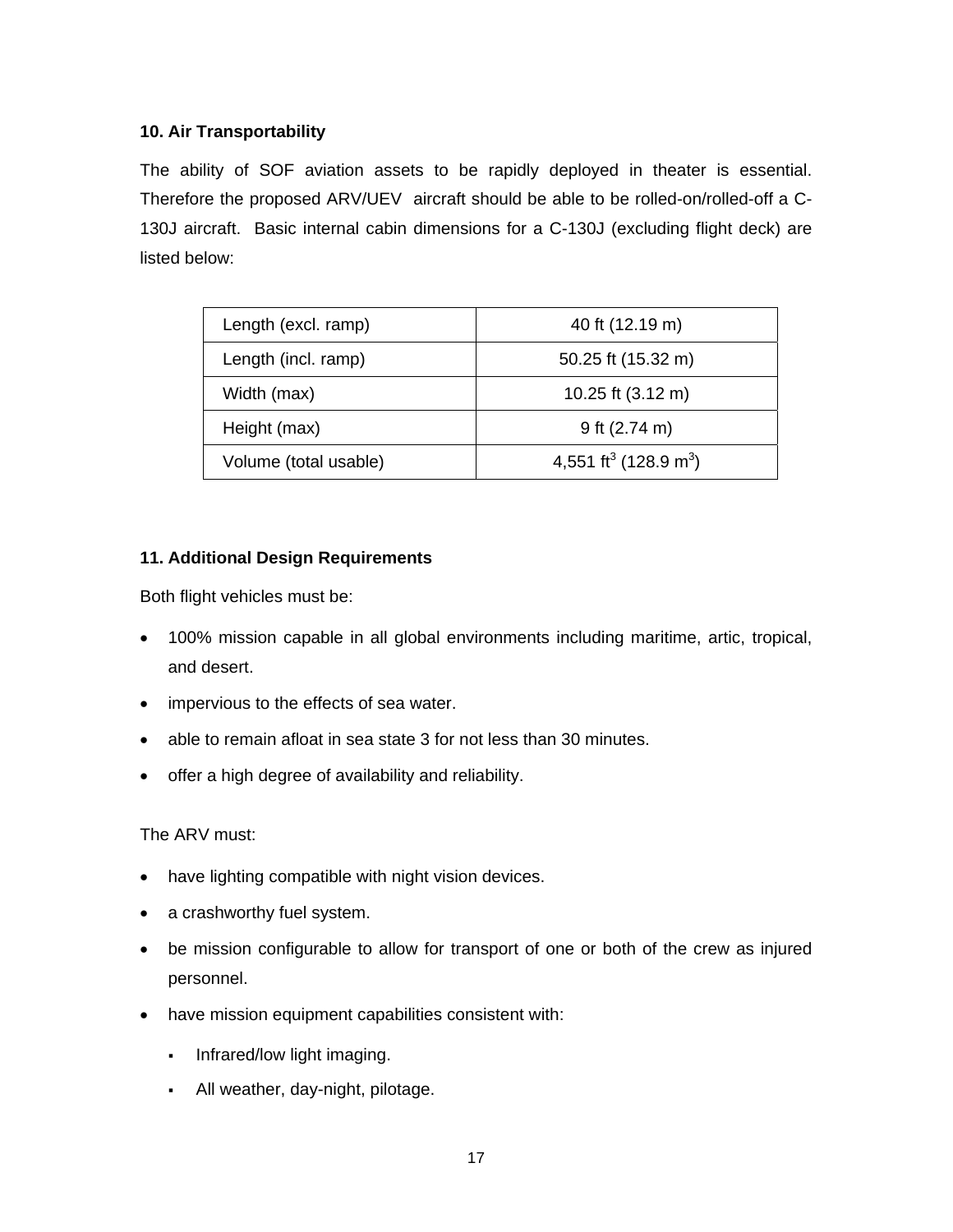### 10. Air Transportability

The ability of SOF aviation assets to be rapidly deployed in theater is essential. Therefore the proposed ARV/UEV aircraft should be able to be rolled-on/rolled-off a C-130J aircraft. Basic internal cabin dimensions for a C-130J (excluding flight deck) are listed below:

| | |
|---|---|
| Length (excl. ramp) | 40 ft (12.19 m) |
| Length (incl. ramp) | 50.25 ft (15.32 m) |
| Width (max) | 10.25 ft (3.12 m) |
| Height (max) | 9 ft (2.74 m) |
| Volume (total usable) | 4,551 $ft^3$ (128.9 $m^3$) |

### 11. Additional Design Requirements

Both flight vehicles must be:

- 100% mission capable in all global environments including maritime, artic, tropical, and desert.
- impervious to the effects of sea water.
- able to remain afloat in sea state 3 for not less than 30 minutes.
- offer a high degree of availability and reliability.

The ARV must:

- have lighting compatible with night vision devices.
- a crashworthy fuel system.
- be mission configurable to allow for transport of one or both of the crew as injured personnel.
- have mission equipment capabilities consistent with:
    - Infrared/low light imaging.
    - All weather, day-night, pilotage.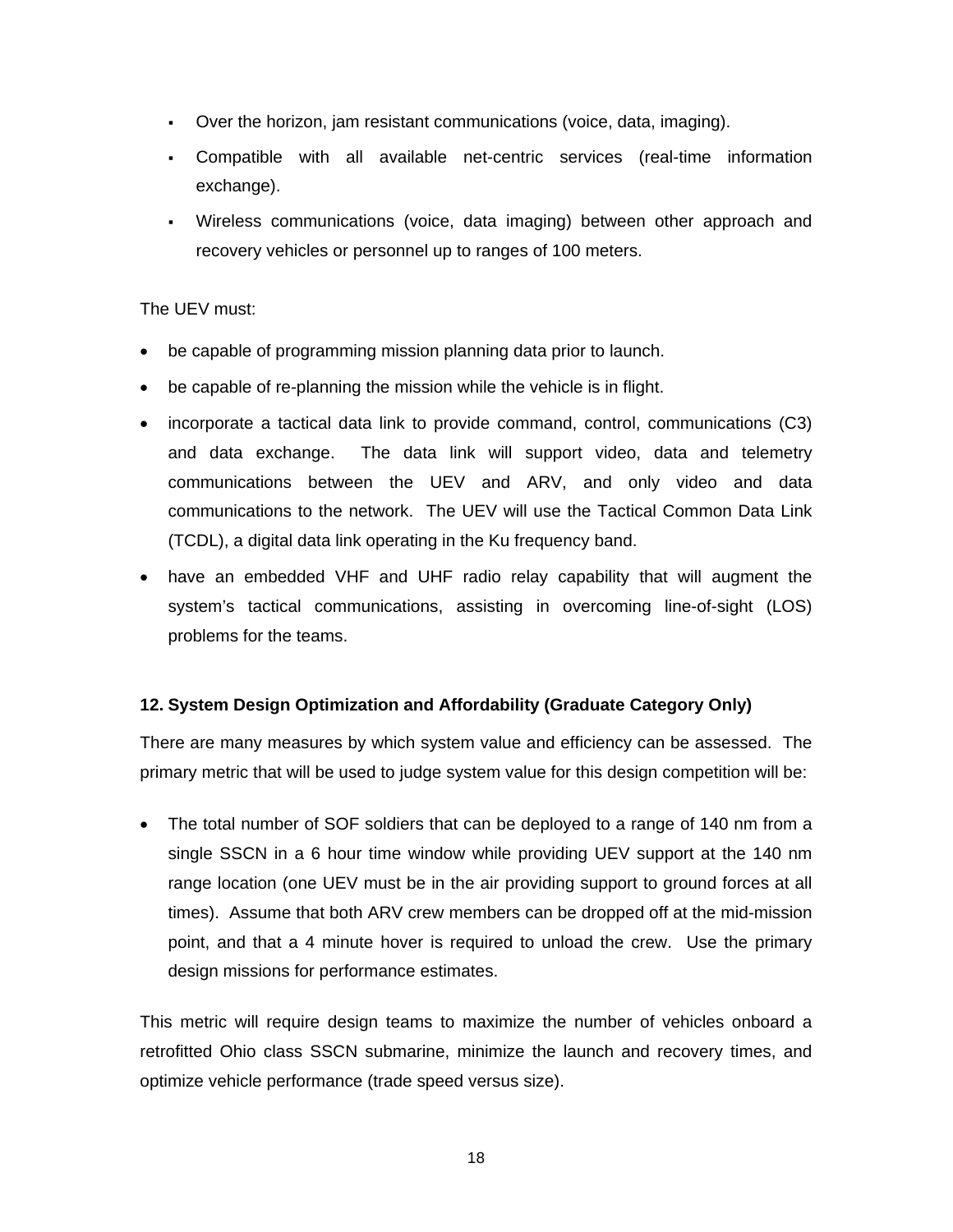- Over the horizon, jam resistant communications (voice, data, imaging).
- Compatible with all available net-centric services (real-time information exchange).
- Wireless communications (voice, data imaging) between other approach and recovery vehicles or personnel up to ranges of 100 meters.

The UEV must:

- be capable of programming mission planning data prior to launch.
- be capable of re-planning the mission while the vehicle is in flight.
- incorporate a tactical data link to provide command, control, communications (C3) and data exchange. The data link will support video, data and telemetry communications between the UEV and ARV, and only video and data communications to the network. The UEV will use the Tactical Common Data Link (TCDL), a digital data link operating in the Ku frequency band.
- have an embedded VHF and UHF radio relay capability that will augment the system's tactical communications, assisting in overcoming line-of-sight (LOS) problems for the teams.

**12. System Design Optimization and Affordability (Graduate Category Only)**

There are many measures by which system value and efficiency can be assessed. The primary metric that will be used to judge system value for this design competition will be:

- The total number of SOF soldiers that can be deployed to a range of 140 nm from a single SSCN in a 6 hour time window while providing UEV support at the 140 nm range location (one UEV must be in the air providing support to ground forces at all times). Assume that both ARV crew members can be dropped off at the mid-mission point, and that a 4 minute hover is required to unload the crew. Use the primary design missions for performance estimates.

This metric will require design teams to maximize the number of vehicles onboard a retrofitted Ohio class SSCN submarine, minimize the launch and recovery times, and optimize vehicle performance (trade speed versus size).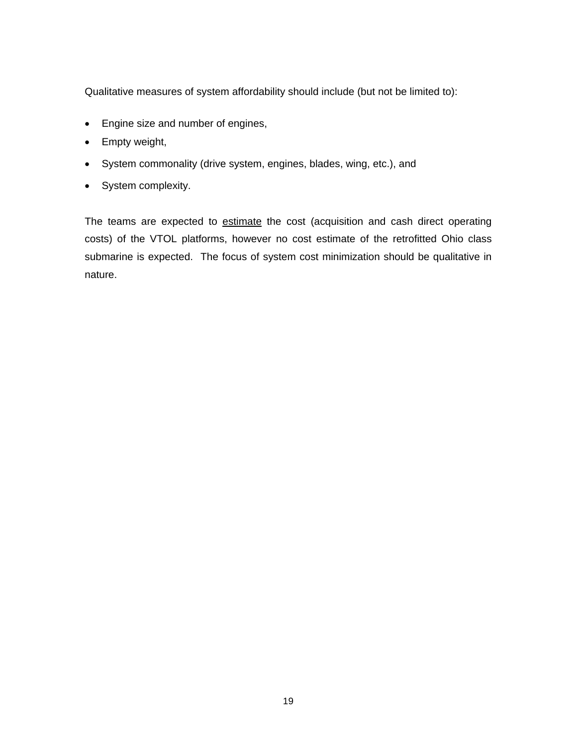Qualitative measures of system affordability should include (but not be limited to):

- Engine size and number of engines,
- Empty weight,
- System commonality (drive system, engines, blades, wing, etc.), and
- System complexity.

The teams are expected to <u>estimate</u> the cost (acquisition and cash direct operating costs) of the VTOL platforms, however no cost estimate of the retrofitted Ohio class submarine is expected. The focus of system cost minimization should be qualitative in nature.